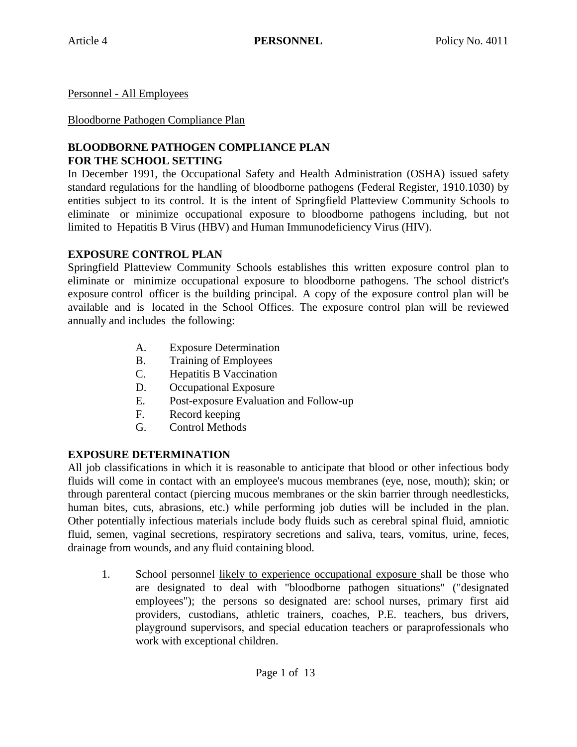Personnel - All Employees

Bloodborne Pathogen Compliance Plan

## BLOODBORNE PATHOGEN COMPLIANCE PLAN FOR THE SCHOOL SETTING

In December 1991, the Occupational Safety and Health Administration (OSHA) issued safety standard regulations for the handling of bloodborne pathogens (Federal Register, 1910.1030) by entities subject to its control. It is the intent of Springfield Platteview Community Schools to eliminate or minimize occupational exposure to bloodborne pathogens including, but not limited to Hepatitis B Virus (HBV) and Human Immunodeficiency Virus (HIV).

## EXPOSURE CONTROL PLAN

Springfield Platteview Community Schools establishes this written exposure control plan to eliminate or minimize occupational exposure to bloodborne pathogens. The school district's exposure control officer is the building principal. A copy of the exposure control plan will be available and is located in the School Offices. The exposure control plan will be reviewed annually and includes the following:

A. Exposure Determination
B. Training of Employees
C. Hepatitis B Vaccination
D. Occupational Exposure
E. Post-exposure Evaluation and Follow-up
F. Record keeping
G. Control Methods

## EXPOSURE DETERMINATION

All job classifications in which it is reasonable to anticipate that blood or other infectious body fluids will come in contact with an employee's mucous membranes (eye, nose, mouth); skin; or through parenteral contact (piercing mucous membranes or the skin barrier through needlesticks, human bites, cuts, abrasions, etc.) while performing job duties will be included in the plan. Other potentially infectious materials include body fluids such as cerebral spinal fluid, amniotic fluid, semen, vaginal secretions, respiratory secretions and saliva, tears, vomitus, urine, feces, drainage from wounds, and any fluid containing blood.

1. School personnel <u>likely to experience occupational exposure</u> shall be those who are designated to deal with "bloodborne pathogen situations" ("designated employees"); the persons so designated are: school nurses, primary first aid providers, custodians, athletic trainers, coaches, P.E. teachers, bus drivers, playground supervisors, and special education teachers or paraprofessionals who work with exceptional children.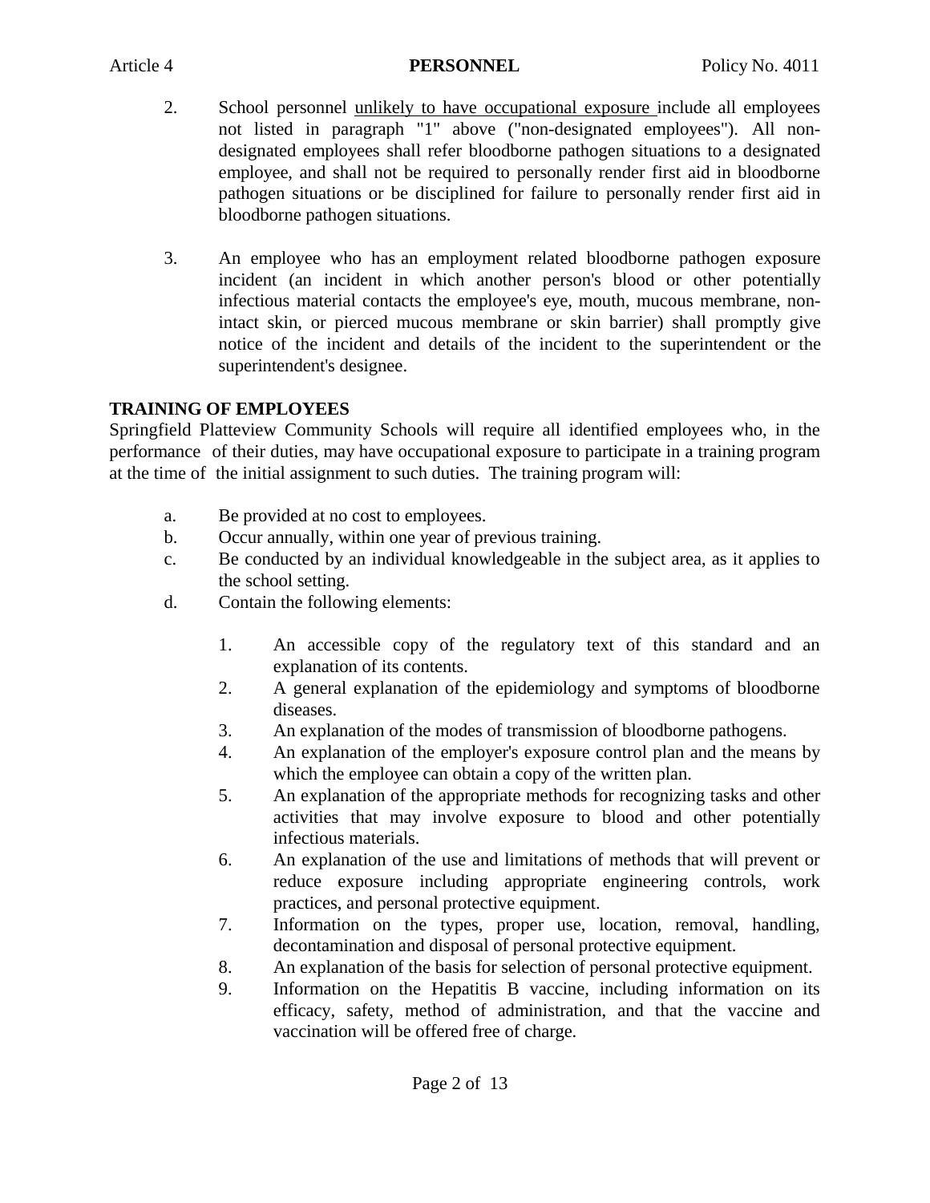2. School personnel <u>unlikely to have occupational exposure</u> include all employees not listed in paragraph "1" above ("non-designated employees"). All non-designated employees shall refer bloodborne pathogen situations to a designated employee, and shall not be required to personally render first aid in bloodborne pathogen situations or be disciplined for failure to personally render first aid in bloodborne pathogen situations.

3. An employee who has an employment related bloodborne pathogen exposure incident (an incident in which another person's blood or other potentially infectious material contacts the employee's eye, mouth, mucous membrane, non-intact skin, or pierced mucous membrane or skin barrier) shall promptly give notice of the incident and details of the incident to the superintendent or the superintendent's designee.

**TRAINING OF EMPLOYEES**

Springfield Platteview Community Schools will require all identified employees who, in the performance of their duties, may have occupational exposure to participate in a training program at the time of the initial assignment to such duties. The training program will:

a. Be provided at no cost to employees.
b. Occur annually, within one year of previous training.
c. Be conducted by an individual knowledgeable in the subject area, as it applies to the school setting.
d. Contain the following elements:

    1. An accessible copy of the regulatory text of this standard and an explanation of its contents.
    2. A general explanation of the epidemiology and symptoms of bloodborne diseases.
    3. An explanation of the modes of transmission of bloodborne pathogens.
    4. An explanation of the employer's exposure control plan and the means by which the employee can obtain a copy of the written plan.
    5. An explanation of the appropriate methods for recognizing tasks and other activities that may involve exposure to blood and other potentially infectious materials.
    6. An explanation of the use and limitations of methods that will prevent or reduce exposure including appropriate engineering controls, work practices, and personal protective equipment.
    7. Information on the types, proper use, location, removal, handling, decontamination and disposal of personal protective equipment.
    8. An explanation of the basis for selection of personal protective equipment.
    9. Information on the Hepatitis B vaccine, including information on its efficacy, safety, method of administration, and that the vaccine and vaccination will be offered free of charge.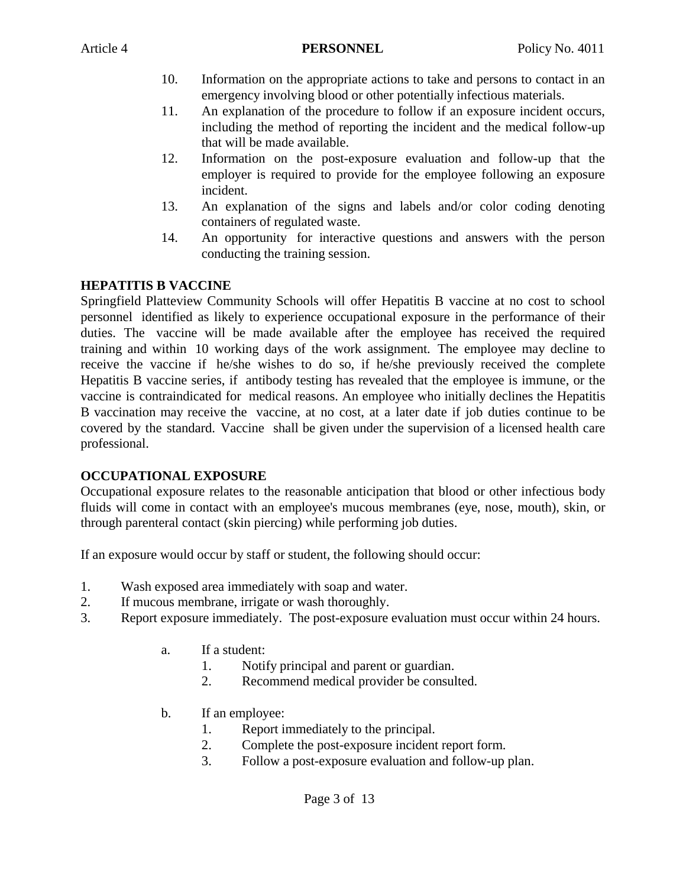10. Information on the appropriate actions to take and persons to contact in an emergency involving blood or other potentially infectious materials.
11. An explanation of the procedure to follow if an exposure incident occurs, including the method of reporting the incident and the medical follow-up that will be made available.
12. Information on the post-exposure evaluation and follow-up that the employer is required to provide for the employee following an exposure incident.
13. An explanation of the signs and labels and/or color coding denoting containers of regulated waste.
14. An opportunity for interactive questions and answers with the person conducting the training session.

**HEPATITIS B VACCINE**

Springfield Platteview Community Schools will offer Hepatitis B vaccine at no cost to school personnel identified as likely to experience occupational exposure in the performance of their duties. The vaccine will be made available after the employee has received the required training and within 10 working days of the work assignment. The employee may decline to receive the vaccine if he/she wishes to do so, if he/she previously received the complete Hepatitis B vaccine series, if antibody testing has revealed that the employee is immune, or the vaccine is contraindicated for medical reasons. An employee who initially declines the Hepatitis B vaccination may receive the vaccine, at no cost, at a later date if job duties continue to be covered by the standard. Vaccine shall be given under the supervision of a licensed health care professional.

**OCCUPATIONAL EXPOSURE**

Occupational exposure relates to the reasonable anticipation that blood or other infectious body fluids will come in contact with an employee's mucous membranes (eye, nose, mouth), skin, or through parenteral contact (skin piercing) while performing job duties.

If an exposure would occur by staff or student, the following should occur:

1. Wash exposed area immediately with soap and water.
2. If mucous membrane, irrigate or wash thoroughly.
3. Report exposure immediately. The post-exposure evaluation must occur within 24 hours.

    a. If a student:
        1. Notify principal and parent or guardian.
        2. Recommend medical provider be consulted.

    b. If an employee:
        1. Report immediately to the principal.
        2. Complete the post-exposure incident report form.
        3. Follow a post-exposure evaluation and follow-up plan.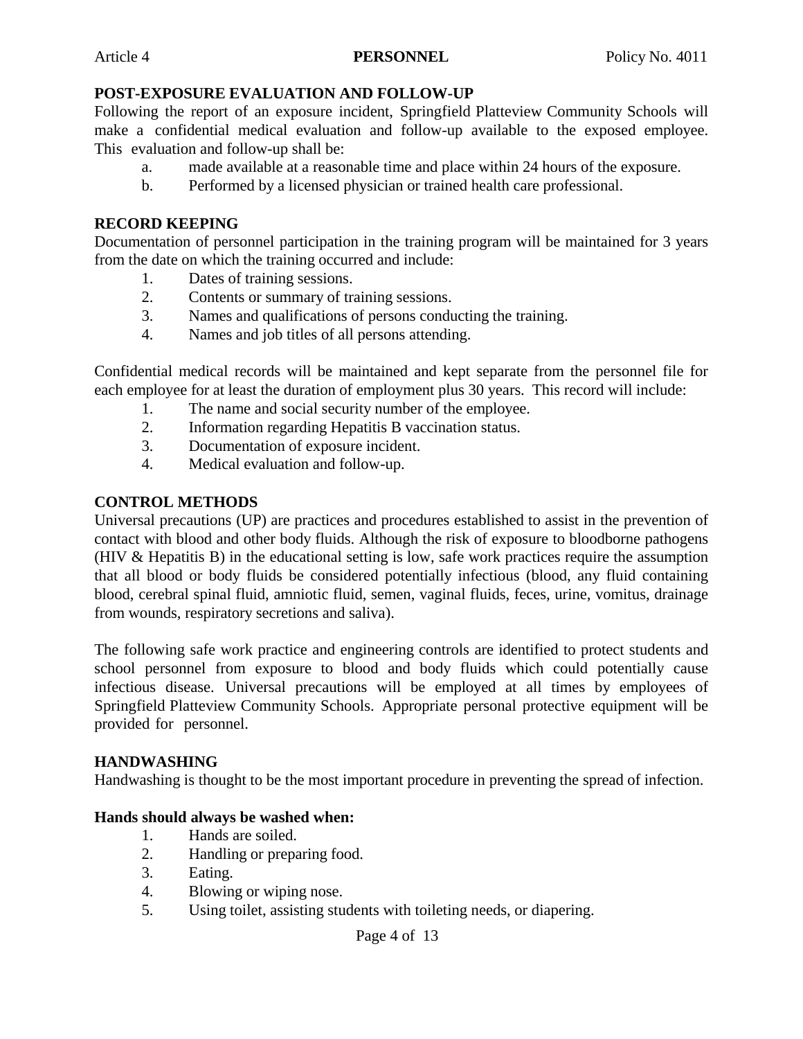## POST-EXPOSURE EVALUATION AND FOLLOW-UP

Following the report of an exposure incident, Springfield Platteview Community Schools will make a confidential medical evaluation and follow-up available to the exposed employee. This evaluation and follow-up shall be:

a. made available at a reasonable time and place within 24 hours of the exposure.
b. Performed by a licensed physician or trained health care professional.

## RECORD KEEPING

Documentation of personnel participation in the training program will be maintained for 3 years from the date on which the training occurred and include:

1. Dates of training sessions.
2. Contents or summary of training sessions.
3. Names and qualifications of persons conducting the training.
4. Names and job titles of all persons attending.

Confidential medical records will be maintained and kept separate from the personnel file for each employee for at least the duration of employment plus 30 years. This record will include:

1. The name and social security number of the employee.
2. Information regarding Hepatitis B vaccination status.
3. Documentation of exposure incident.
4. Medical evaluation and follow-up.

## CONTROL METHODS

Universal precautions (UP) are practices and procedures established to assist in the prevention of contact with blood and other body fluids. Although the risk of exposure to bloodborne pathogens (HIV & Hepatitis B) in the educational setting is low, safe work practices require the assumption that all blood or body fluids be considered potentially infectious (blood, any fluid containing blood, cerebral spinal fluid, amniotic fluid, semen, vaginal fluids, feces, urine, vomitus, drainage from wounds, respiratory secretions and saliva).

The following safe work practice and engineering controls are identified to protect students and school personnel from exposure to blood and body fluids which could potentially cause infectious disease. Universal precautions will be employed at all times by employees of Springfield Platteview Community Schools. Appropriate personal protective equipment will be provided for personnel.

## HANDWASHING

Handwashing is thought to be the most important procedure in preventing the spread of infection.

**Hands should always be washed when:**

1. Hands are soiled.
2. Handling or preparing food.
3. Eating.
4. Blowing or wiping nose.
5. Using toilet, assisting students with toileting needs, or diapering.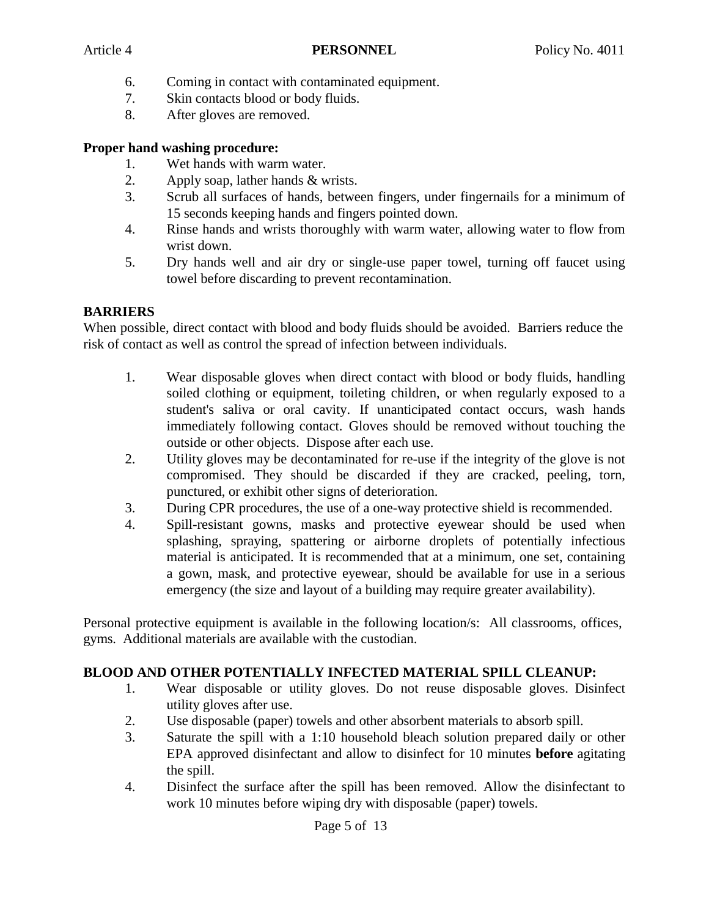6. Coming in contact with contaminated equipment.
7. Skin contacts blood or body fluids.
8. After gloves are removed.

**Proper hand washing procedure:**

1. Wet hands with warm water.
2. Apply soap, lather hands & wrists.
3. Scrub all surfaces of hands, between fingers, under fingernails for a minimum of 15 seconds keeping hands and fingers pointed down.
4. Rinse hands and wrists thoroughly with warm water, allowing water to flow from wrist down.
5. Dry hands well and air dry or single-use paper towel, turning off faucet using towel before discarding to prevent recontamination.

**BARRIERS**

When possible, direct contact with blood and body fluids should be avoided. Barriers reduce the risk of contact as well as control the spread of infection between individuals.

1. Wear disposable gloves when direct contact with blood or body fluids, handling soiled clothing or equipment, toileting children, or when regularly exposed to a student's saliva or oral cavity. If unanticipated contact occurs, wash hands immediately following contact. Gloves should be removed without touching the outside or other objects. Dispose after each use.
2. Utility gloves may be decontaminated for re-use if the integrity of the glove is not compromised. They should be discarded if they are cracked, peeling, torn, punctured, or exhibit other signs of deterioration.
3. During CPR procedures, the use of a one-way protective shield is recommended.
4. Spill-resistant gowns, masks and protective eyewear should be used when splashing, spraying, spattering or airborne droplets of potentially infectious material is anticipated. It is recommended that at a minimum, one set, containing a gown, mask, and protective eyewear, should be available for use in a serious emergency (the size and layout of a building may require greater availability).

Personal protective equipment is available in the following location/s: All classrooms, offices, gyms. Additional materials are available with the custodian.

**BLOOD AND OTHER POTENTIALLY INFECTED MATERIAL SPILL CLEANUP:**

1. Wear disposable or utility gloves. Do not reuse disposable gloves. Disinfect utility gloves after use.
2. Use disposable (paper) towels and other absorbent materials to absorb spill.
3. Saturate the spill with a 1:10 household bleach solution prepared daily or other EPA approved disinfectant and allow to disinfect for 10 minutes **before** agitating the spill.
4. Disinfect the surface after the spill has been removed. Allow the disinfectant to work 10 minutes before wiping dry with disposable (paper) towels.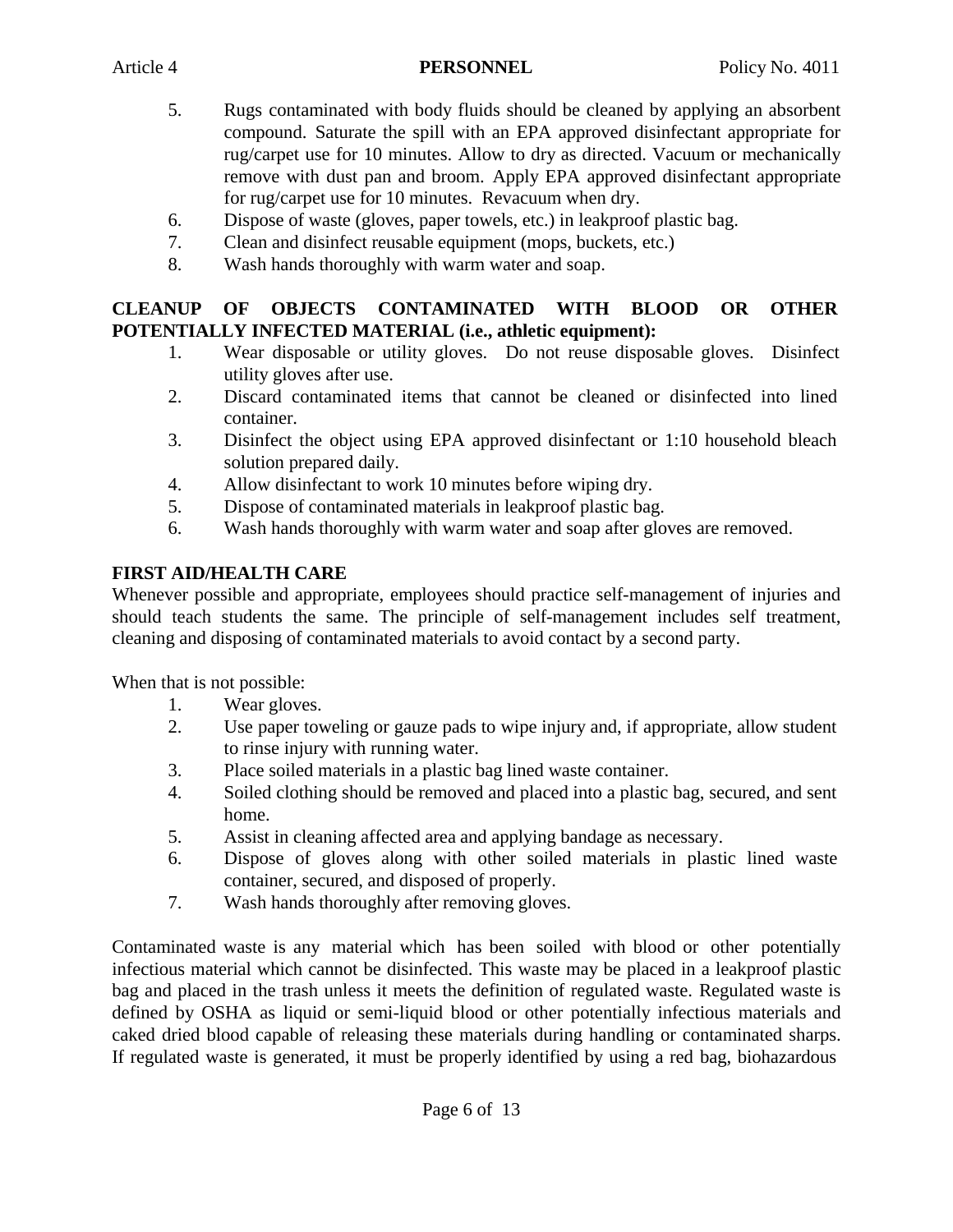5. Rugs contaminated with body fluids should be cleaned by applying an absorbent compound. Saturate the spill with an EPA approved disinfectant appropriate for rug/carpet use for 10 minutes. Allow to dry as directed. Vacuum or mechanically remove with dust pan and broom. Apply EPA approved disinfectant appropriate for rug/carpet use for 10 minutes. Revacuum when dry.
6. Dispose of waste (gloves, paper towels, etc.) in leakproof plastic bag.
7. Clean and disinfect reusable equipment (mops, buckets, etc.)
8. Wash hands thoroughly with warm water and soap.

**CLEANUP OF OBJECTS CONTAMINATED WITH BLOOD OR OTHER POTENTIALLY INFECTED MATERIAL (i.e., athletic equipment):**

1. Wear disposable or utility gloves. Do not reuse disposable gloves. Disinfect utility gloves after use.
2. Discard contaminated items that cannot be cleaned or disinfected into lined container.
3. Disinfect the object using EPA approved disinfectant or 1:10 household bleach solution prepared daily.
4. Allow disinfectant to work 10 minutes before wiping dry.
5. Dispose of contaminated materials in leakproof plastic bag.
6. Wash hands thoroughly with warm water and soap after gloves are removed.

**FIRST AID/HEALTH CARE**

Whenever possible and appropriate, employees should practice self-management of injuries and should teach students the same. The principle of self-management includes self treatment, cleaning and disposing of contaminated materials to avoid contact by a second party.

When that is not possible:

1. Wear gloves.
2. Use paper toweling or gauze pads to wipe injury and, if appropriate, allow student to rinse injury with running water.
3. Place soiled materials in a plastic bag lined waste container.
4. Soiled clothing should be removed and placed into a plastic bag, secured, and sent home.
5. Assist in cleaning affected area and applying bandage as necessary.
6. Dispose of gloves along with other soiled materials in plastic lined waste container, secured, and disposed of properly.
7. Wash hands thoroughly after removing gloves.

Contaminated waste is any material which has been soiled with blood or other potentially infectious material which cannot be disinfected. This waste may be placed in a leakproof plastic bag and placed in the trash unless it meets the definition of regulated waste. Regulated waste is defined by OSHA as liquid or semi-liquid blood or other potentially infectious materials and caked dried blood capable of releasing these materials during handling or contaminated sharps. If regulated waste is generated, it must be properly identified by using a red bag, biohazardous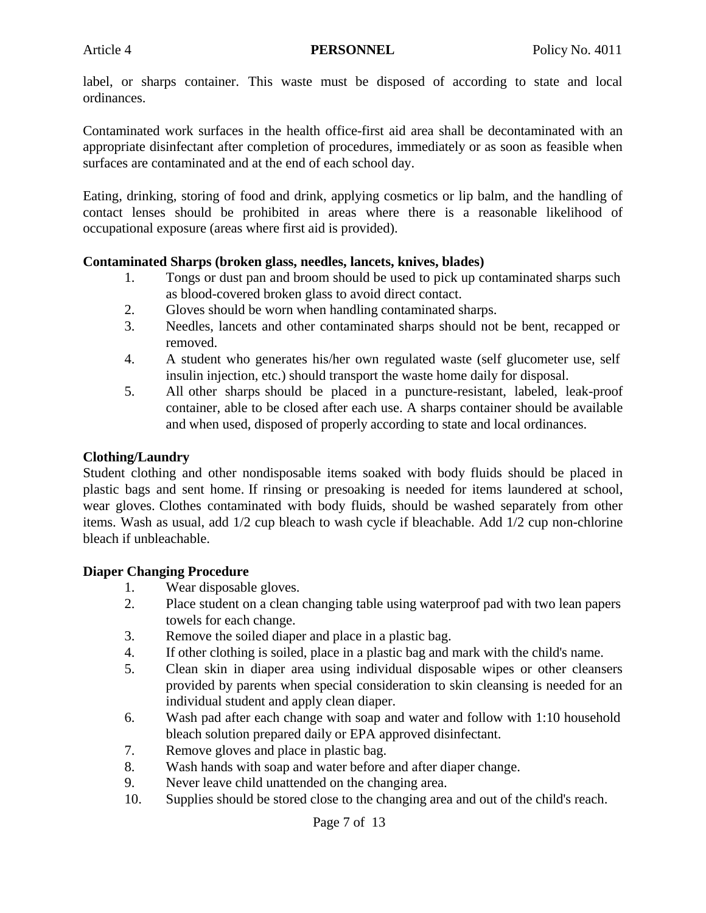label, or sharps container. This waste must be disposed of according to state and local ordinances.

Contaminated work surfaces in the health office-first aid area shall be decontaminated with an appropriate disinfectant after completion of procedures, immediately or as soon as feasible when surfaces are contaminated and at the end of each school day.

Eating, drinking, storing of food and drink, applying cosmetics or lip balm, and the handling of contact lenses should be prohibited in areas where there is a reasonable likelihood of occupational exposure (areas where first aid is provided).

**Contaminated Sharps (broken glass, needles, lancets, knives, blades)**

1. Tongs or dust pan and broom should be used to pick up contaminated sharps such as blood-covered broken glass to avoid direct contact.
2. Gloves should be worn when handling contaminated sharps.
3. Needles, lancets and other contaminated sharps should not be bent, recapped or removed.
4. A student who generates his/her own regulated waste (self glucometer use, self insulin injection, etc.) should transport the waste home daily for disposal.
5. All other sharps should be placed in a puncture-resistant, labeled, leak-proof container, able to be closed after each use. A sharps container should be available and when used, disposed of properly according to state and local ordinances.

**Clothing/Laundry**

Student clothing and other nondisposable items soaked with body fluids should be placed in plastic bags and sent home. If rinsing or presoaking is needed for items laundered at school, wear gloves. Clothes contaminated with body fluids, should be washed separately from other items. Wash as usual, add 1/2 cup bleach to wash cycle if bleachable. Add 1/2 cup non-chlorine bleach if unbleachable.

**Diaper Changing Procedure**

1. Wear disposable gloves.
2. Place student on a clean changing table using waterproof pad with two lean papers towels for each change.
3. Remove the soiled diaper and place in a plastic bag.
4. If other clothing is soiled, place in a plastic bag and mark with the child's name.
5. Clean skin in diaper area using individual disposable wipes or other cleansers provided by parents when special consideration to skin cleansing is needed for an individual student and apply clean diaper.
6. Wash pad after each change with soap and water and follow with 1:10 household bleach solution prepared daily or EPA approved disinfectant.
7. Remove gloves and place in plastic bag.
8. Wash hands with soap and water before and after diaper change.
9. Never leave child unattended on the changing area.
10. Supplies should be stored close to the changing area and out of the child's reach.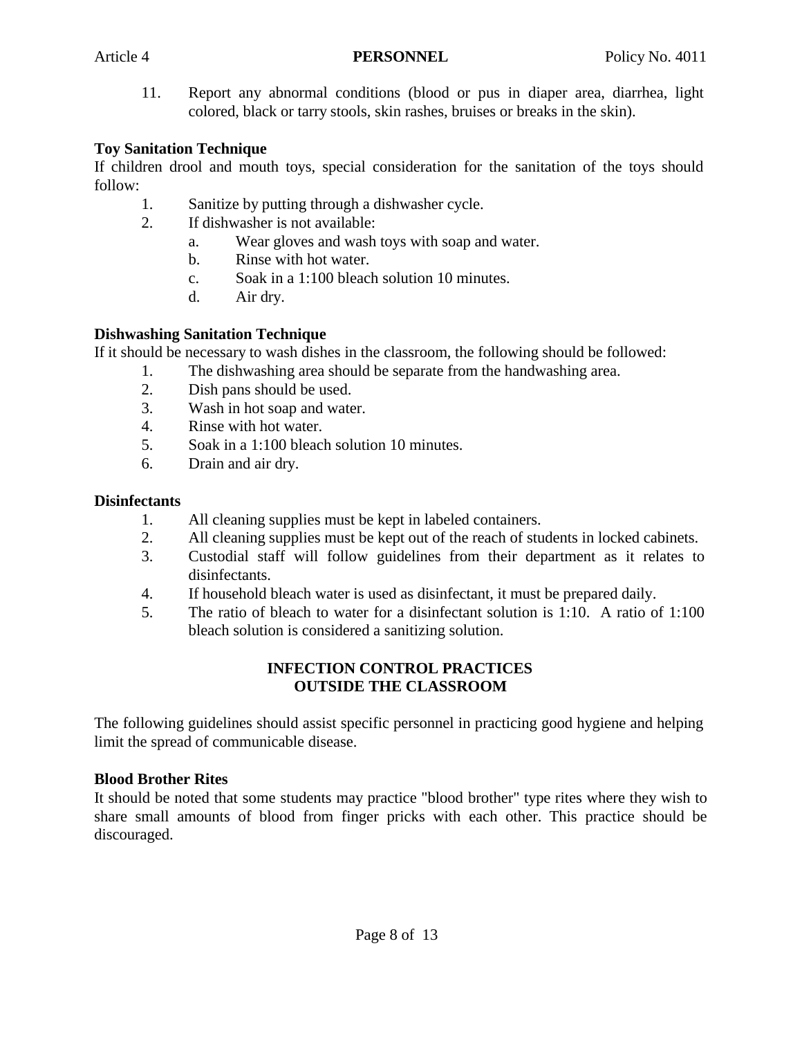11. Report any abnormal conditions (blood or pus in diaper area, diarrhea, light colored, black or tarry stools, skin rashes, bruises or breaks in the skin).

**Toy Sanitation Technique**

If children drool and mouth toys, special consideration for the sanitation of the toys should follow:

1. Sanitize by putting through a dishwasher cycle.
2. If dishwasher is not available:
   a. Wear gloves and wash toys with soap and water.
   b. Rinse with hot water.
   c. Soak in a 1:100 bleach solution 10 minutes.
   d. Air dry.

**Dishwashing Sanitation Technique**

If it should be necessary to wash dishes in the classroom, the following should be followed:

1. The dishwashing area should be separate from the handwashing area.
2. Dish pans should be used.
3. Wash in hot soap and water.
4. Rinse with hot water.
5. Soak in a 1:100 bleach solution 10 minutes.
6. Drain and air dry.

**Disinfectants**

1. All cleaning supplies must be kept in labeled containers.
2. All cleaning supplies must be kept out of the reach of students in locked cabinets.
3. Custodial staff will follow guidelines from their department as it relates to disinfectants.
4. If household bleach water is used as disinfectant, it must be prepared daily.
5. The ratio of bleach to water for a disinfectant solution is 1:10. A ratio of 1:100 bleach solution is considered a sanitizing solution.

## INFECTION CONTROL PRACTICES OUTSIDE THE CLASSROOM

The following guidelines should assist specific personnel in practicing good hygiene and helping limit the spread of communicable disease.

**Blood Brother Rites**

It should be noted that some students may practice "blood brother" type rites where they wish to share small amounts of blood from finger pricks with each other. This practice should be discouraged.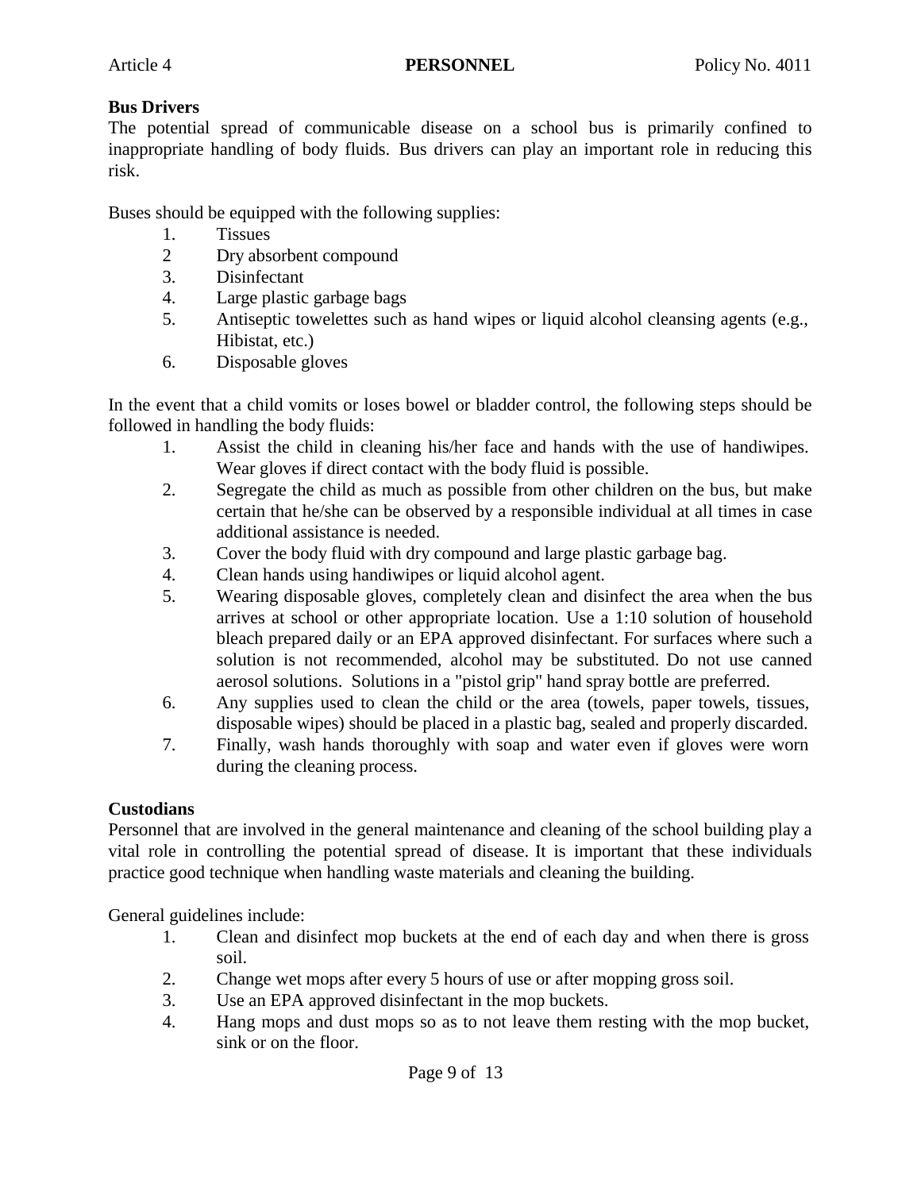**Bus Drivers**

The potential spread of communicable disease on a school bus is primarily confined to inappropriate handling of body fluids. Bus drivers can play an important role in reducing this risk.

Buses should be equipped with the following supplies:

1. Tissues
2. Dry absorbent compound
3. Disinfectant
4. Large plastic garbage bags
5. Antiseptic towelettes such as hand wipes or liquid alcohol cleansing agents (e.g., Hibistat, etc.)
6. Disposable gloves

In the event that a child vomits or loses bowel or bladder control, the following steps should be followed in handling the body fluids:

1. Assist the child in cleaning his/her face and hands with the use of handiwipes. Wear gloves if direct contact with the body fluid is possible.
2. Segregate the child as much as possible from other children on the bus, but make certain that he/she can be observed by a responsible individual at all times in case additional assistance is needed.
3. Cover the body fluid with dry compound and large plastic garbage bag.
4. Clean hands using handiwipes or liquid alcohol agent.
5. Wearing disposable gloves, completely clean and disinfect the area when the bus arrives at school or other appropriate location. Use a 1:10 solution of household bleach prepared daily or an EPA approved disinfectant. For surfaces where such a solution is not recommended, alcohol may be substituted. Do not use canned aerosol solutions. Solutions in a "pistol grip" hand spray bottle are preferred.
6. Any supplies used to clean the child or the area (towels, paper towels, tissues, disposable wipes) should be placed in a plastic bag, sealed and properly discarded.
7. Finally, wash hands thoroughly with soap and water even if gloves were worn during the cleaning process.

**Custodians**

Personnel that are involved in the general maintenance and cleaning of the school building play a vital role in controlling the potential spread of disease. It is important that these individuals practice good technique when handling waste materials and cleaning the building.

General guidelines include:

1. Clean and disinfect mop buckets at the end of each day and when there is gross soil.
2. Change wet mops after every 5 hours of use or after mopping gross soil.
3. Use an EPA approved disinfectant in the mop buckets.
4. Hang mops and dust mops so as to not leave them resting with the mop bucket, sink or on the floor.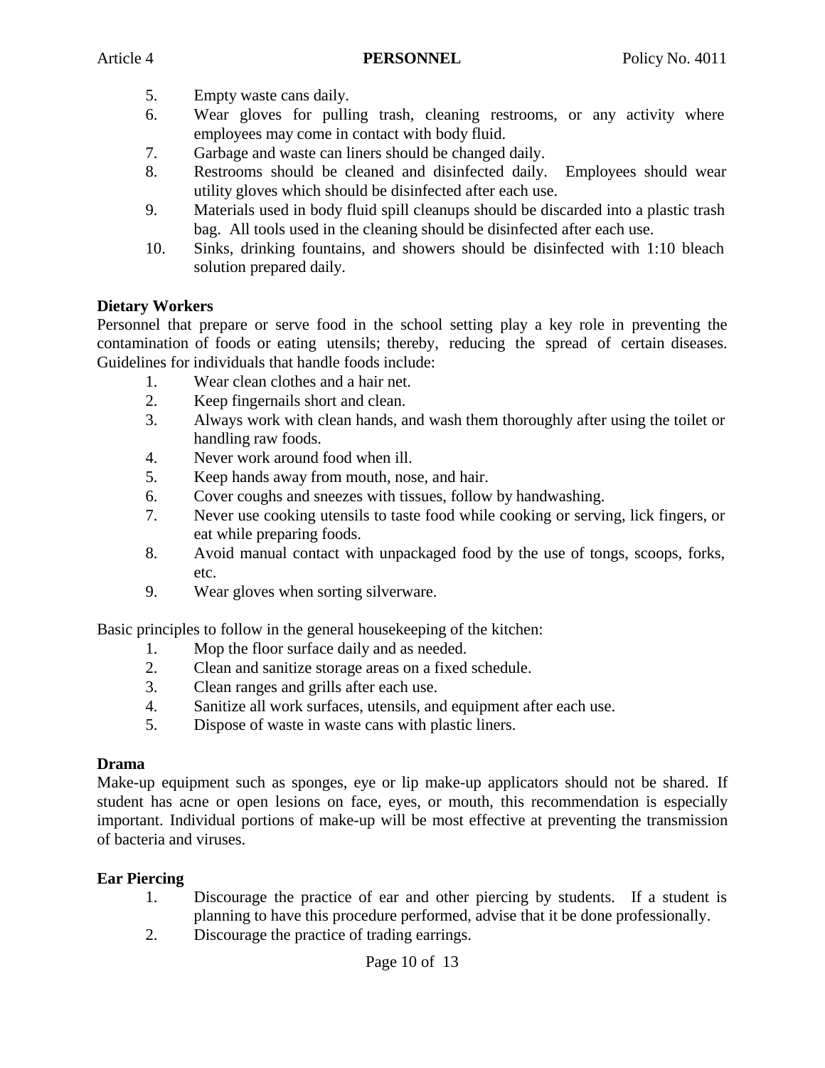5. Empty waste cans daily.
6. Wear gloves for pulling trash, cleaning restrooms, or any activity where employees may come in contact with body fluid.
7. Garbage and waste can liners should be changed daily.
8. Restrooms should be cleaned and disinfected daily. Employees should wear utility gloves which should be disinfected after each use.
9. Materials used in body fluid spill cleanups should be discarded into a plastic trash bag. All tools used in the cleaning should be disinfected after each use.
10. Sinks, drinking fountains, and showers should be disinfected with 1:10 bleach solution prepared daily.

**Dietary Workers**

Personnel that prepare or serve food in the school setting play a key role in preventing the contamination of foods or eating utensils; thereby, reducing the spread of certain diseases. Guidelines for individuals that handle foods include:

1. Wear clean clothes and a hair net.
2. Keep fingernails short and clean.
3. Always work with clean hands, and wash them thoroughly after using the toilet or handling raw foods.
4. Never work around food when ill.
5. Keep hands away from mouth, nose, and hair.
6. Cover coughs and sneezes with tissues, follow by handwashing.
7. Never use cooking utensils to taste food while cooking or serving, lick fingers, or eat while preparing foods.
8. Avoid manual contact with unpackaged food by the use of tongs, scoops, forks, etc.
9. Wear gloves when sorting silverware.

Basic principles to follow in the general housekeeping of the kitchen:

1. Mop the floor surface daily and as needed.
2. Clean and sanitize storage areas on a fixed schedule.
3. Clean ranges and grills after each use.
4. Sanitize all work surfaces, utensils, and equipment after each use.
5. Dispose of waste in waste cans with plastic liners.

**Drama**

Make-up equipment such as sponges, eye or lip make-up applicators should not be shared. If student has acne or open lesions on face, eyes, or mouth, this recommendation is especially important. Individual portions of make-up will be most effective at preventing the transmission of bacteria and viruses.

**Ear Piercing**

1. Discourage the practice of ear and other piercing by students. If a student is planning to have this procedure performed, advise that it be done professionally.
2. Discourage the practice of trading earrings.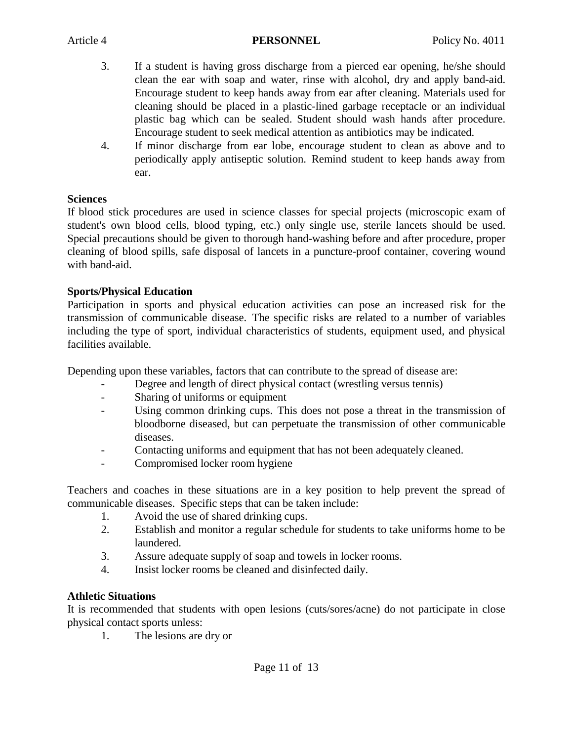3. If a student is having gross discharge from a pierced ear opening, he/she should clean the ear with soap and water, rinse with alcohol, dry and apply band-aid. Encourage student to keep hands away from ear after cleaning. Materials used for cleaning should be placed in a plastic-lined garbage receptacle or an individual plastic bag which can be sealed. Student should wash hands after procedure. Encourage student to seek medical attention as antibiotics may be indicated.
4. If minor discharge from ear lobe, encourage student to clean as above and to periodically apply antiseptic solution. Remind student to keep hands away from ear.

**Sciences**

If blood stick procedures are used in science classes for special projects (microscopic exam of student's own blood cells, blood typing, etc.) only single use, sterile lancets should be used. Special precautions should be given to thorough hand-washing before and after procedure, proper cleaning of blood spills, safe disposal of lancets in a puncture-proof container, covering wound with band-aid.

**Sports/Physical Education**

Participation in sports and physical education activities can pose an increased risk for the transmission of communicable disease. The specific risks are related to a number of variables including the type of sport, individual characteristics of students, equipment used, and physical facilities available.

Depending upon these variables, factors that can contribute to the spread of disease are:

- Degree and length of direct physical contact (wrestling versus tennis)
- Sharing of uniforms or equipment
- Using common drinking cups. This does not pose a threat in the transmission of bloodborne diseased, but can perpetuate the transmission of other communicable diseases.
- Contacting uniforms and equipment that has not been adequately cleaned.
- Compromised locker room hygiene

Teachers and coaches in these situations are in a key position to help prevent the spread of communicable diseases. Specific steps that can be taken include:

1. Avoid the use of shared drinking cups.
2. Establish and monitor a regular schedule for students to take uniforms home to be laundered.
3. Assure adequate supply of soap and towels in locker rooms.
4. Insist locker rooms be cleaned and disinfected daily.

**Athletic Situations**

It is recommended that students with open lesions (cuts/sores/acne) do not participate in close physical contact sports unless:

1. The lesions are dry or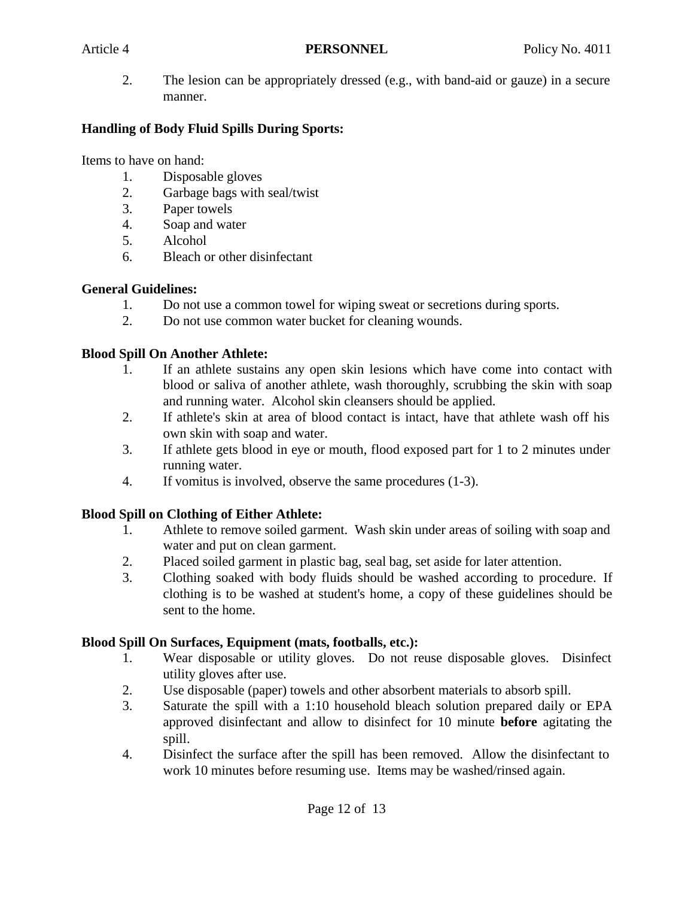2. The lesion can be appropriately dressed (e.g., with band-aid or gauze) in a secure manner.

**Handling of Body Fluid Spills During Sports:**

Items to have on hand:

1. Disposable gloves
2. Garbage bags with seal/twist
3. Paper towels
4. Soap and water
5. Alcohol
6. Bleach or other disinfectant

**General Guidelines:**

1. Do not use a common towel for wiping sweat or secretions during sports.
2. Do not use common water bucket for cleaning wounds.

**Blood Spill On Another Athlete:**

1. If an athlete sustains any open skin lesions which have come into contact with blood or saliva of another athlete, wash thoroughly, scrubbing the skin with soap and running water. Alcohol skin cleansers should be applied.
2. If athlete's skin at area of blood contact is intact, have that athlete wash off his own skin with soap and water.
3. If athlete gets blood in eye or mouth, flood exposed part for 1 to 2 minutes under running water.
4. If vomitus is involved, observe the same procedures (1-3).

**Blood Spill on Clothing of Either Athlete:**

1. Athlete to remove soiled garment. Wash skin under areas of soiling with soap and water and put on clean garment.
2. Placed soiled garment in plastic bag, seal bag, set aside for later attention.
3. Clothing soaked with body fluids should be washed according to procedure. If clothing is to be washed at student's home, a copy of these guidelines should be sent to the home.

**Blood Spill On Surfaces, Equipment (mats, footballs, etc.):**

1. Wear disposable or utility gloves. Do not reuse disposable gloves. Disinfect utility gloves after use.
2. Use disposable (paper) towels and other absorbent materials to absorb spill.
3. Saturate the spill with a 1:10 household bleach solution prepared daily or EPA approved disinfectant and allow to disinfect for 10 minute **before** agitating the spill.
4. Disinfect the surface after the spill has been removed. Allow the disinfectant to work 10 minutes before resuming use. Items may be washed/rinsed again.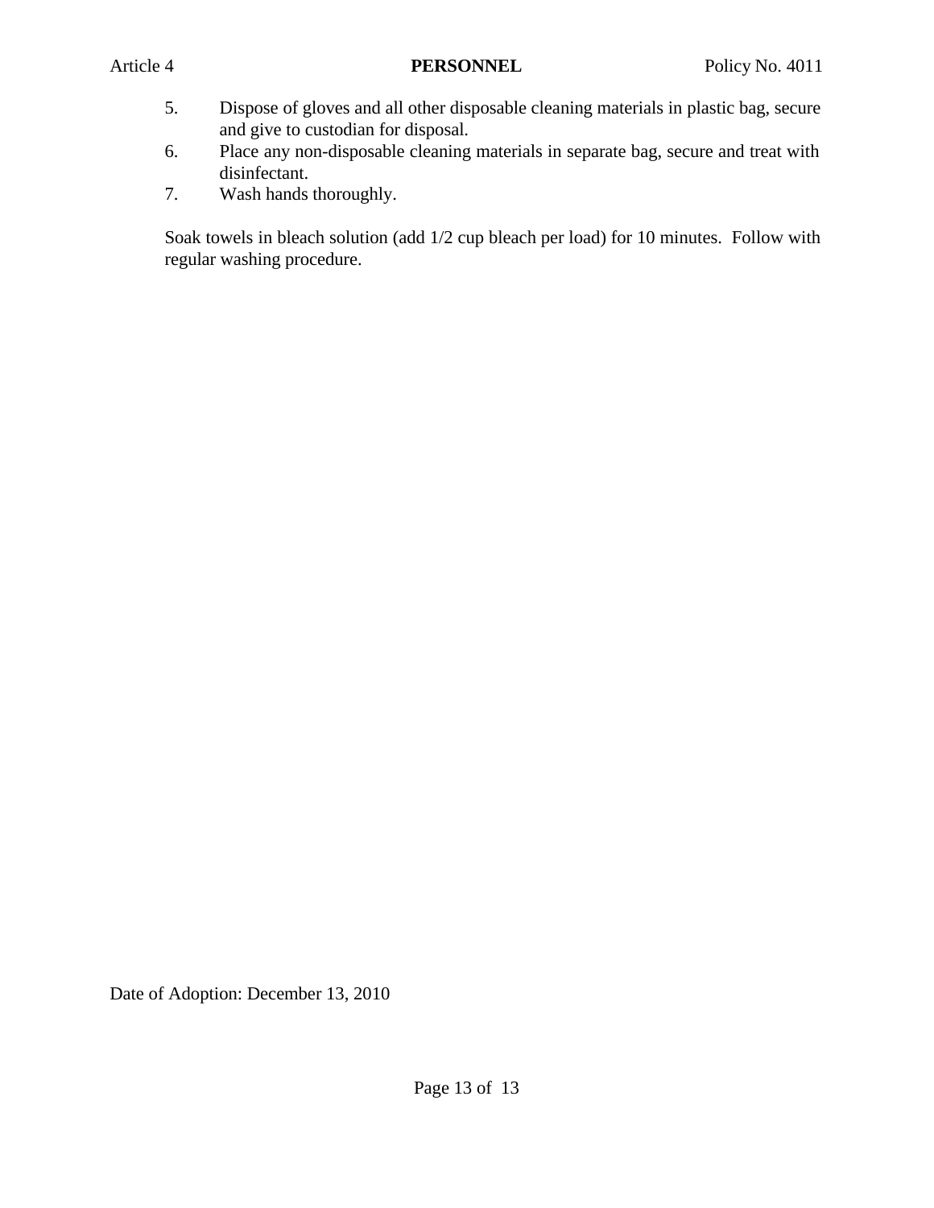5. Dispose of gloves and all other disposable cleaning materials in plastic bag, secure and give to custodian for disposal.
6. Place any non-disposable cleaning materials in separate bag, secure and treat with disinfectant.
7. Wash hands thoroughly.

Soak towels in bleach solution (add 1/2 cup bleach per load) for 10 minutes. Follow with regular washing procedure.

Date of Adoption: December 13, 2010